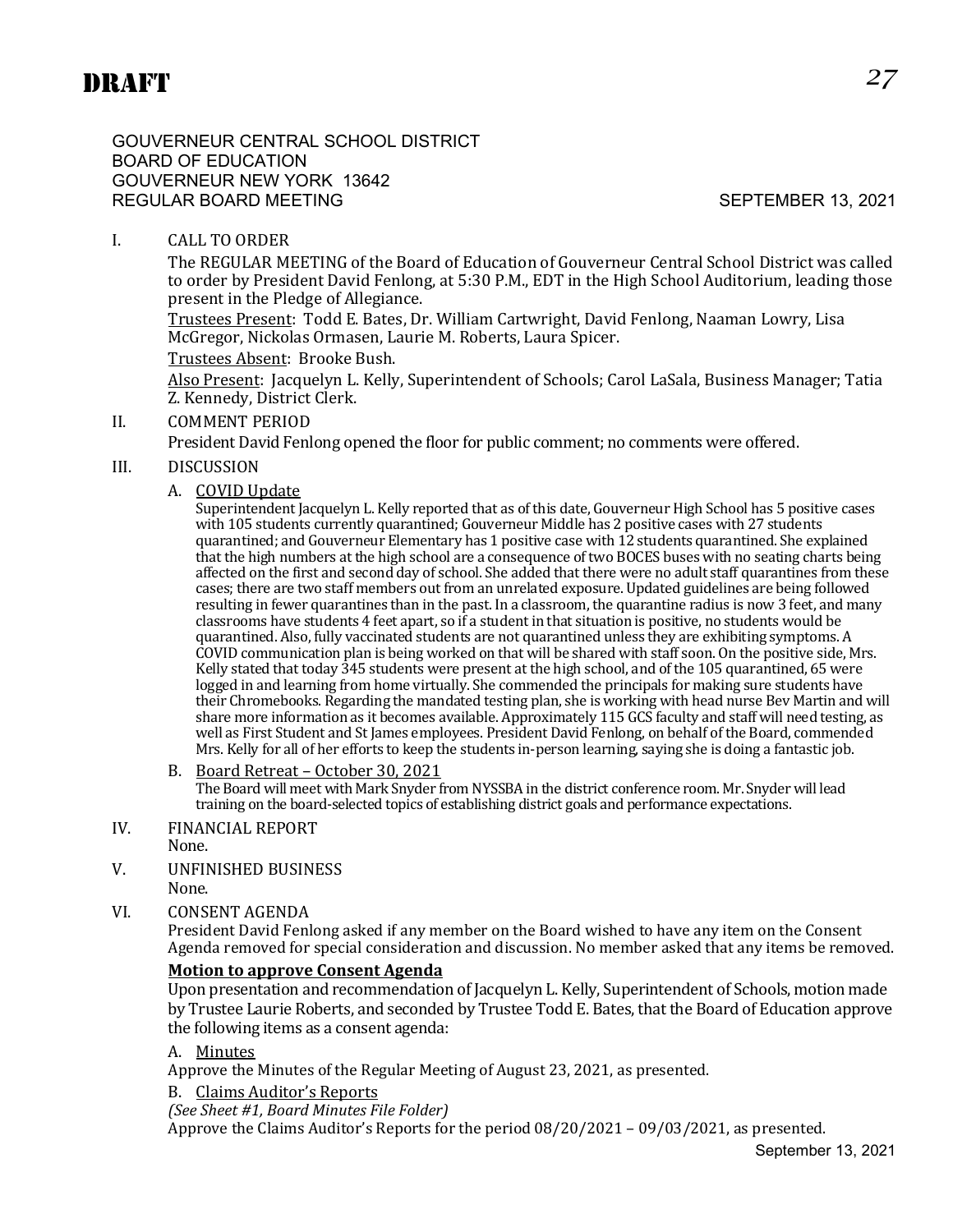# DRAFT

GOUVERNEUR CENTRAL SCHOOL DISTRICT
BOARD OF EDUCATION
GOUVERNEUR NEW YORK 13642
REGULAR BOARD MEETING SEPTEMBER 13, 2021

## I. CALL TO ORDER

The REGULAR MEETING of the Board of Education of Gouverneur Central School District was called to order by President David Fenlong, at 5:30 P.M., EDT in the High School Auditorium, leading those present in the Pledge of Allegiance.

Trustees Present: Todd E. Bates, Dr. William Cartwright, David Fenlong, Naaman Lowry, Lisa McGregor, Nickolas Ormasen, Laurie M. Roberts, Laura Spicer.

Trustees Absent: Brooke Bush.

Also Present: Jacquelyn L. Kelly, Superintendent of Schools; Carol LaSala, Business Manager; Tatia Z. Kennedy, District Clerk.

## II. COMMENT PERIOD

President David Fenlong opened the floor for public comment; no comments were offered.

## III. DISCUSSION

### A. COVID Update

Superintendent Jacquelyn L. Kelly reported that as of this date, Gouverneur High School has 5 positive cases with 105 students currently quarantined; Gouverneur Middle has 2 positive cases with 27 students quarantined; and Gouverneur Elementary has 1 positive case with 12 students quarantined. She explained that the high numbers at the high school are a consequence of two BOCES buses with no seating charts being affected on the first and second day of school. She added that there were no adult staff quarantines from these cases; there are two staff members out from an unrelated exposure. Updated guidelines are being followed resulting in fewer quarantines than in the past. In a classroom, the quarantine radius is now 3 feet, and many classrooms have students 4 feet apart, so if a student in that situation is positive, no students would be quarantined. Also, fully vaccinated students are not quarantined unless they are exhibiting symptoms. A COVID communication plan is being worked on that will be shared with staff soon. On the positive side, Mrs. Kelly stated that today 345 students were present at the high school, and of the 105 quarantined, 65 were logged in and learning from home virtually. She commended the principals for making sure students have their Chromebooks. Regarding the mandated testing plan, she is working with head nurse Bev Martin and will share more information as it becomes available. Approximately 115 GCS faculty and staff will need testing, as well as First Student and St James employees. President David Fenlong, on behalf of the Board, commended Mrs. Kelly for all of her efforts to keep the students in-person learning, saying she is doing a fantastic job.

### B. Board Retreat – October 30, 2021

The Board will meet with Mark Snyder from NYSSBA in the district conference room. Mr. Snyder will lead training on the board-selected topics of establishing district goals and performance expectations.

## IV. FINANCIAL REPORT

None.

## V. UNFINISHED BUSINESS

None.

## VI. CONSENT AGENDA

President David Fenlong asked if any member on the Board wished to have any item on the Consent Agenda removed for special consideration and discussion. No member asked that any items be removed.

**Motion to approve Consent Agenda**

Upon presentation and recommendation of Jacquelyn L. Kelly, Superintendent of Schools, motion made by Trustee Laurie Roberts, and seconded by Trustee Todd E. Bates, that the Board of Education approve the following items as a consent agenda:

### A. Minutes

Approve the Minutes of the Regular Meeting of August 23, 2021, as presented.

### B. Claims Auditor's Reports

*(See Sheet #1, Board Minutes File Folder)*

Approve the Claims Auditor's Reports for the period 08/20/2021 – 09/03/2021, as presented.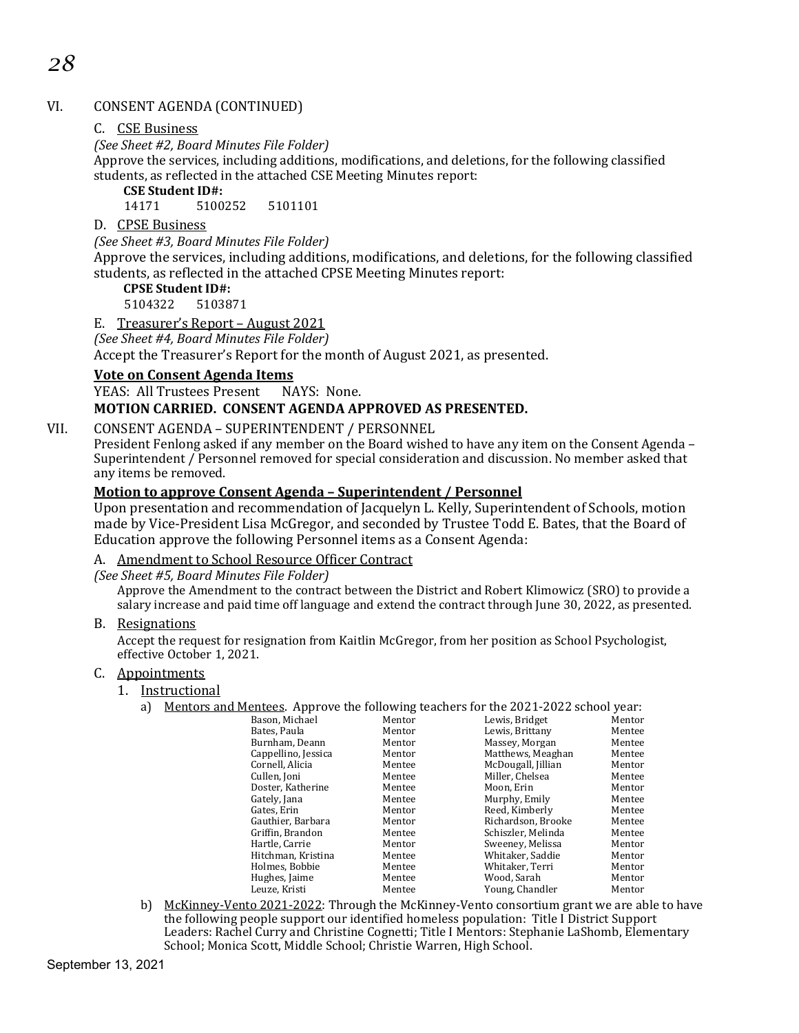VI. CONSENT AGENDA (CONTINUED)

C. CSE Business

*(See Sheet #2, Board Minutes File Folder)*

Approve the services, including additions, modifications, and deletions, for the following classified students, as reflected in the attached CSE Meeting Minutes report:

**CSE Student ID#:**

14171 5100252 5101101

D. CPSE Business

*(See Sheet #3, Board Minutes File Folder)*

Approve the services, including additions, modifications, and deletions, for the following classified students, as reflected in the attached CPSE Meeting Minutes report:

**CPSE Student ID#:**

5104322 5103871

E. Treasurer's Report – August 2021

*(See Sheet #4, Board Minutes File Folder)*

Accept the Treasurer's Report for the month of August 2021, as presented.

**Vote on Consent Agenda Items**

YEAS: All Trustees Present NAYS: None.

**MOTION CARRIED. CONSENT AGENDA APPROVED AS PRESENTED.**

VII. CONSENT AGENDA – SUPERINTENDENT / PERSONNEL

President Fenlong asked if any member on the Board wished to have any item on the Consent Agenda – Superintendent / Personnel removed for special consideration and discussion. No member asked that any items be removed.

**Motion to approve Consent Agenda – Superintendent / Personnel**

Upon presentation and recommendation of Jacquelyn L. Kelly, Superintendent of Schools, motion made by Vice-President Lisa McGregor, and seconded by Trustee Todd E. Bates, that the Board of Education approve the following Personnel items as a Consent Agenda:

A. Amendment to School Resource Officer Contract

*(See Sheet #5, Board Minutes File Folder)*

Approve the Amendment to the contract between the District and Robert Klimowicz (SRO) to provide a salary increase and paid time off language and extend the contract through June 30, 2022, as presented.

B. Resignations

Accept the request for resignation from Kaitlin McGregor, from her position as School Psychologist, effective October 1, 2021.

C. Appointments

1. Instructional

a) Mentors and Mentees. Approve the following teachers for the 2021-2022 school year:

| | | | |
|---|---|---|---|
| Bason, Michael | Mentor | Lewis, Bridget | Mentor |
| Bates, Paula | Mentor | Lewis, Brittany | Mentee |
| Burnham, Deann | Mentor | Massey, Morgan | Mentee |
| Cappellino, Jessica | Mentor | Matthews, Meaghan | Mentee |
| Cornell, Alicia | Mentee | McDougall, Jillian | Mentor |
| Cullen, Joni | Mentee | Miller, Chelsea | Mentee |
| Doster, Katherine | Mentee | Moon, Erin | Mentor |
| Gately, Jana | Mentee | Murphy, Emily | Mentee |
| Gates, Erin | Mentor | Reed, Kimberly | Mentee |
| Gauthier, Barbara | Mentor | Richardson, Brooke | Mentee |
| Griffin, Brandon | Mentee | Schiszler, Melinda | Mentee |
| Hartle, Carrie | Mentor | Sweeney, Melissa | Mentor |
| Hitchman, Kristina | Mentee | Whitaker, Saddie | Mentor |
| Holmes, Bobbie | Mentee | Whitaker, Terri | Mentor |
| Hughes, Jaime | Mentee | Wood, Sarah | Mentor |
| Leuze, Kristi | Mentee | Young, Chandler | Mentor |

b) McKinney-Vento 2021-2022: Through the McKinney-Vento consortium grant we are able to have the following people support our identified homeless population: Title I District Support Leaders: Rachel Curry and Christine Cognetti; Title I Mentors: Stephanie LaShomb, Elementary School; Monica Scott, Middle School; Christie Warren, High School.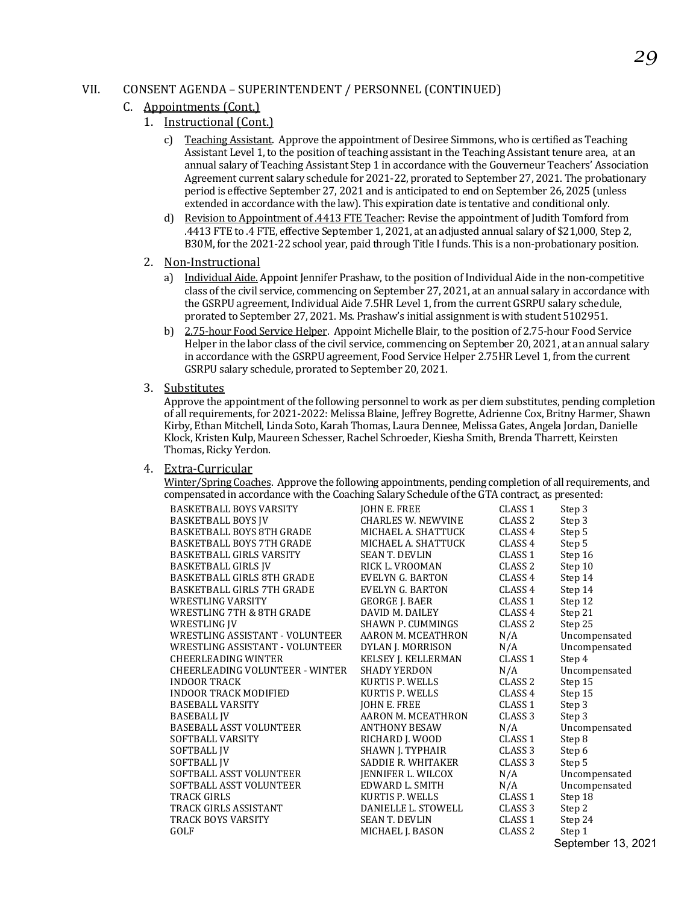## VII. CONSENT AGENDA – SUPERINTENDENT / PERSONNEL (CONTINUED)

### C. Appointments (Cont.)

#### 1. Instructional (Cont.)

c) Teaching Assistant. Approve the appointment of Desiree Simmons, who is certified as Teaching Assistant Level 1, to the position of teaching assistant in the Teaching Assistant tenure area, at an annual salary of Teaching Assistant Step 1 in accordance with the Gouverneur Teachers' Association Agreement current salary schedule for 2021-22, prorated to September 27, 2021. The probationary period is effective September 27, 2021 and is anticipated to end on September 26, 2025 (unless extended in accordance with the law). This expiration date is tentative and conditional only.

d) Revision to Appointment of .4413 FTE Teacher: Revise the appointment of Judith Tomford from .4413 FTE to .4 FTE, effective September 1, 2021, at an adjusted annual salary of $21,000, Step 2, B30M, for the 2021-22 school year, paid through Title I funds. This is a non-probationary position.

#### 2. Non-Instructional

a) Individual Aide. Appoint Jennifer Prashaw, to the position of Individual Aide in the non-competitive class of the civil service, commencing on September 27, 2021, at an annual salary in accordance with the GSRPU agreement, Individual Aide 7.5HR Level 1, from the current GSRPU salary schedule, prorated to September 27, 2021. Ms. Prashaw's initial assignment is with student 5102951.

b) 2.75-hour Food Service Helper. Appoint Michelle Blair, to the position of 2.75-hour Food Service Helper in the labor class of the civil service, commencing on September 20, 2021, at an annual salary in accordance with the GSRPU agreement, Food Service Helper 2.75HR Level 1, from the current GSRPU salary schedule, prorated to September 20, 2021.

#### 3. Substitutes

Approve the appointment of the following personnel to work as per diem substitutes, pending completion of all requirements, for 2021-2022: Melissa Blaine, Jeffrey Bogrette, Adrienne Cox, Britny Harmer, Shawn Kirby, Ethan Mitchell, Linda Soto, Karah Thomas, Laura Dennee, Melissa Gates, Angela Jordan, Danielle Klock, Kristen Kulp, Maureen Schesser, Rachel Schroeder, Kiesha Smith, Brenda Tharrett, Keirsten Thomas, Ricky Yerdon.

#### 4. Extra-Curricular

Winter/Spring Coaches. Approve the following appointments, pending completion of all requirements, and compensated in accordance with the Coaching Salary Schedule of the GTA contract, as presented:

| Position | Name | Class | Step |
|---|---|---|---|
| BASKETBALL BOYS VARSITY | JOHN E. FREE | CLASS 1 | Step 3 |
| BASKETBALL BOYS JV | CHARLES W. NEWVINE | CLASS 2 | Step 3 |
| BASKETBALL BOYS 8TH GRADE | MICHAEL A. SHATTUCK | CLASS 4 | Step 5 |
| BASKETBALL BOYS 7TH GRADE | MICHAEL A. SHATTUCK | CLASS 4 | Step 5 |
| BASKETBALL GIRLS VARSITY | SEAN T. DEVLIN | CLASS 1 | Step 16 |
| BASKETBALL GIRLS JV | RICK L. VROOMAN | CLASS 2 | Step 10 |
| BASKETBALL GIRLS 8TH GRADE | EVELYN G. BARTON | CLASS 4 | Step 14 |
| BASKETBALL GIRLS 7TH GRADE | EVELYN G. BARTON | CLASS 4 | Step 14 |
| WRESTLING VARSITY | GEORGE J. BAER | CLASS 1 | Step 12 |
| WRESTLING 7TH & 8TH GRADE | DAVID M. DAILEY | CLASS 4 | Step 21 |
| WRESTLING JV | SHAWN P. CUMMINGS | CLASS 2 | Step 25 |
| WRESTLING ASSISTANT - VOLUNTEER | AARON M. MCEATHRON | N/A | Uncompensated |
| WRESTLING ASSISTANT - VOLUNTEER | DYLAN J. MORRISON | N/A | Uncompensated |
| CHEERLEADING WINTER | KELSEY J. KELLERMAN | CLASS 1 | Step 4 |
| CHEERLEADING VOLUNTEER - WINTER | SHADY YERDON | N/A | Uncompensated |
| INDOOR TRACK | KURTIS P. WELLS | CLASS 2 | Step 15 |
| INDOOR TRACK MODIFIED | KURTIS P. WELLS | CLASS 4 | Step 15 |
| BASEBALL VARSITY | JOHN E. FREE | CLASS 1 | Step 3 |
| BASEBALL JV | AARON M. MCEATHRON | CLASS 3 | Step 3 |
| BASEBALL ASST VOLUNTEER | ANTHONY BESAW | N/A | Uncompensated |
| SOFTBALL VARSITY | RICHARD J. WOOD | CLASS 1 | Step 8 |
| SOFTBALL JV | SHAWN J. TYPHAIR | CLASS 3 | Step 6 |
| SOFTBALL JV | SADDIE R. WHITAKER | CLASS 3 | Step 5 |
| SOFTBALL ASST VOLUNTEER | JENNIFER L. WILCOX | N/A | Uncompensated |
| SOFTBALL ASST VOLUNTEER | EDWARD L. SMITH | N/A | Uncompensated |
| TRACK GIRLS | KURTIS P. WELLS | CLASS 1 | Step 18 |
| TRACK GIRLS ASSISTANT | DANIELLE L. STOWELL | CLASS 3 | Step 2 |
| TRACK BOYS VARSITY | SEAN T. DEVLIN | CLASS 1 | Step 24 |
| GOLF | MICHAEL J. BASON | CLASS 2 | Step 1 |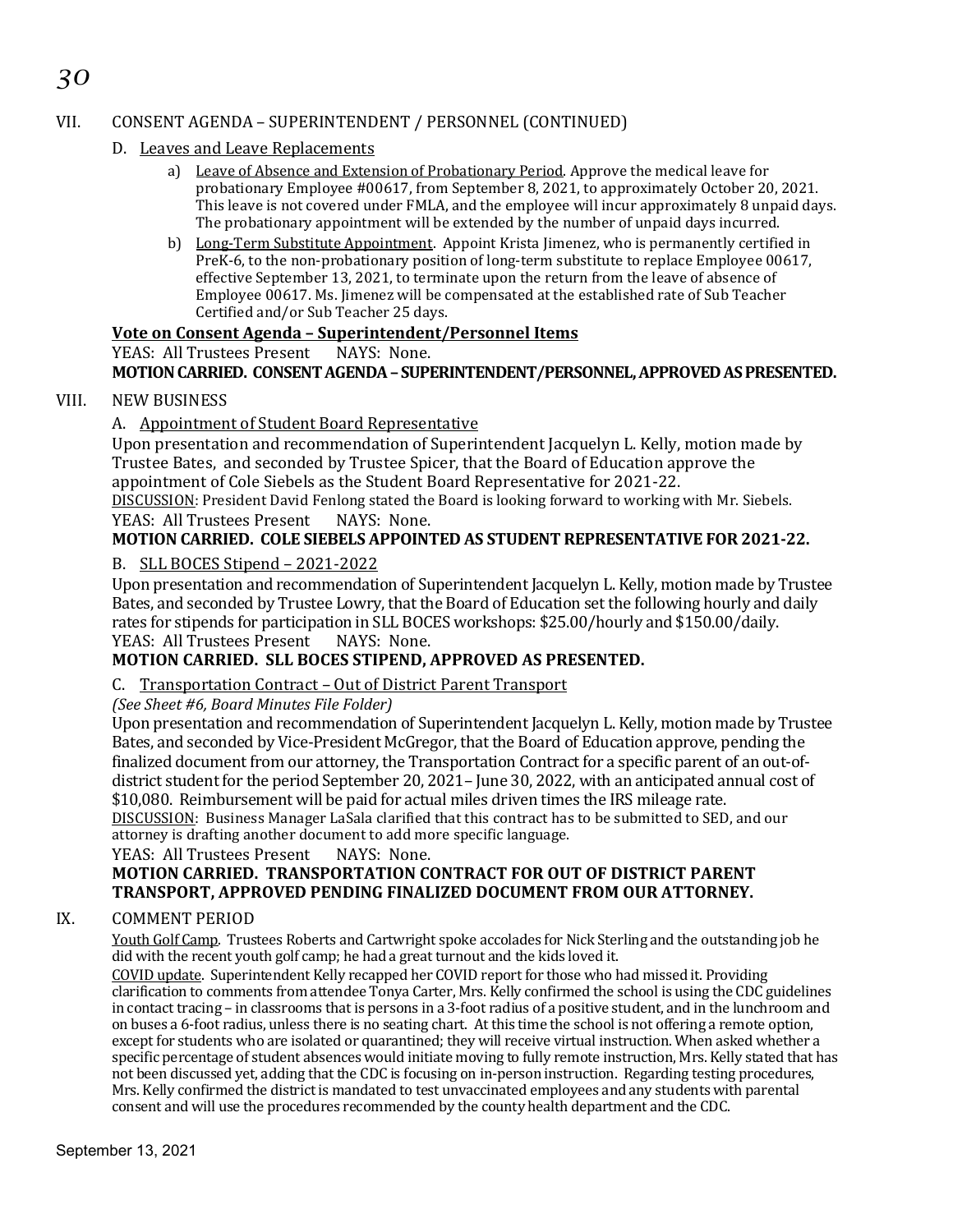## VII. CONSENT AGENDA – SUPERINTENDENT / PERSONNEL (CONTINUED)

### D. Leaves and Leave Replacements

a) Leave of Absence and Extension of Probationary Period. Approve the medical leave for probationary Employee #00617, from September 8, 2021, to approximately October 20, 2021. This leave is not covered under FMLA, and the employee will incur approximately 8 unpaid days. The probationary appointment will be extended by the number of unpaid days incurred.

b) Long-Term Substitute Appointment. Appoint Krista Jimenez, who is permanently certified in PreK-6, to the non-probationary position of long-term substitute to replace Employee 00617, effective September 13, 2021, to terminate upon the return from the leave of absence of Employee 00617. Ms. Jimenez will be compensated at the established rate of Sub Teacher Certified and/or Sub Teacher 25 days.

**Vote on Consent Agenda – Superintendent/Personnel Items**

YEAS: All Trustees Present NAYS: None.

**MOTION CARRIED. CONSENT AGENDA – SUPERINTENDENT/PERSONNEL, APPROVED AS PRESENTED.**

## VIII. NEW BUSINESS

### A. Appointment of Student Board Representative

Upon presentation and recommendation of Superintendent Jacquelyn L. Kelly, motion made by Trustee Bates, and seconded by Trustee Spicer, that the Board of Education approve the appointment of Cole Siebels as the Student Board Representative for 2021-22.

DISCUSSION: President David Fenlong stated the Board is looking forward to working with Mr. Siebels.

YEAS: All Trustees Present NAYS: None.

**MOTION CARRIED. COLE SIEBELS APPOINTED AS STUDENT REPRESENTATIVE FOR 2021-22.**

### B. SLL BOCES Stipend – 2021-2022

Upon presentation and recommendation of Superintendent Jacquelyn L. Kelly, motion made by Trustee Bates, and seconded by Trustee Lowry, that the Board of Education set the following hourly and daily rates for stipends for participation in SLL BOCES workshops: $25.00/hourly and $150.00/daily.

YEAS: All Trustees Present NAYS: None.

**MOTION CARRIED. SLL BOCES STIPEND, APPROVED AS PRESENTED.**

### C. Transportation Contract – Out of District Parent Transport

*(See Sheet #6, Board Minutes File Folder)*

Upon presentation and recommendation of Superintendent Jacquelyn L. Kelly, motion made by Trustee Bates, and seconded by Vice-President McGregor, that the Board of Education approve, pending the finalized document from our attorney, the Transportation Contract for a specific parent of an out-of-district student for the period September 20, 2021– June 30, 2022, with an anticipated annual cost of $10,080. Reimbursement will be paid for actual miles driven times the IRS mileage rate.

DISCUSSION: Business Manager LaSala clarified that this contract has to be submitted to SED, and our attorney is drafting another document to add more specific language.

YEAS: All Trustees Present NAYS: None.

**MOTION CARRIED. TRANSPORTATION CONTRACT FOR OUT OF DISTRICT PARENT TRANSPORT, APPROVED PENDING FINALIZED DOCUMENT FROM OUR ATTORNEY.**

## IX. COMMENT PERIOD

Youth Golf Camp. Trustees Roberts and Cartwright spoke accolades for Nick Sterling and the outstanding job he did with the recent youth golf camp; he had a great turnout and the kids loved it.

COVID update. Superintendent Kelly recapped her COVID report for those who had missed it. Providing clarification to comments from attendee Tonya Carter, Mrs. Kelly confirmed the school is using the CDC guidelines in contact tracing – in classrooms that is persons in a 3-foot radius of a positive student, and in the lunchroom and on buses a 6-foot radius, unless there is no seating chart. At this time the school is not offering a remote option, except for students who are isolated or quarantined; they will receive virtual instruction. When asked whether a specific percentage of student absences would initiate moving to fully remote instruction, Mrs. Kelly stated that has not been discussed yet, adding that the CDC is focusing on in-person instruction. Regarding testing procedures, Mrs. Kelly confirmed the district is mandated to test unvaccinated employees and any students with parental consent and will use the procedures recommended by the county health department and the CDC.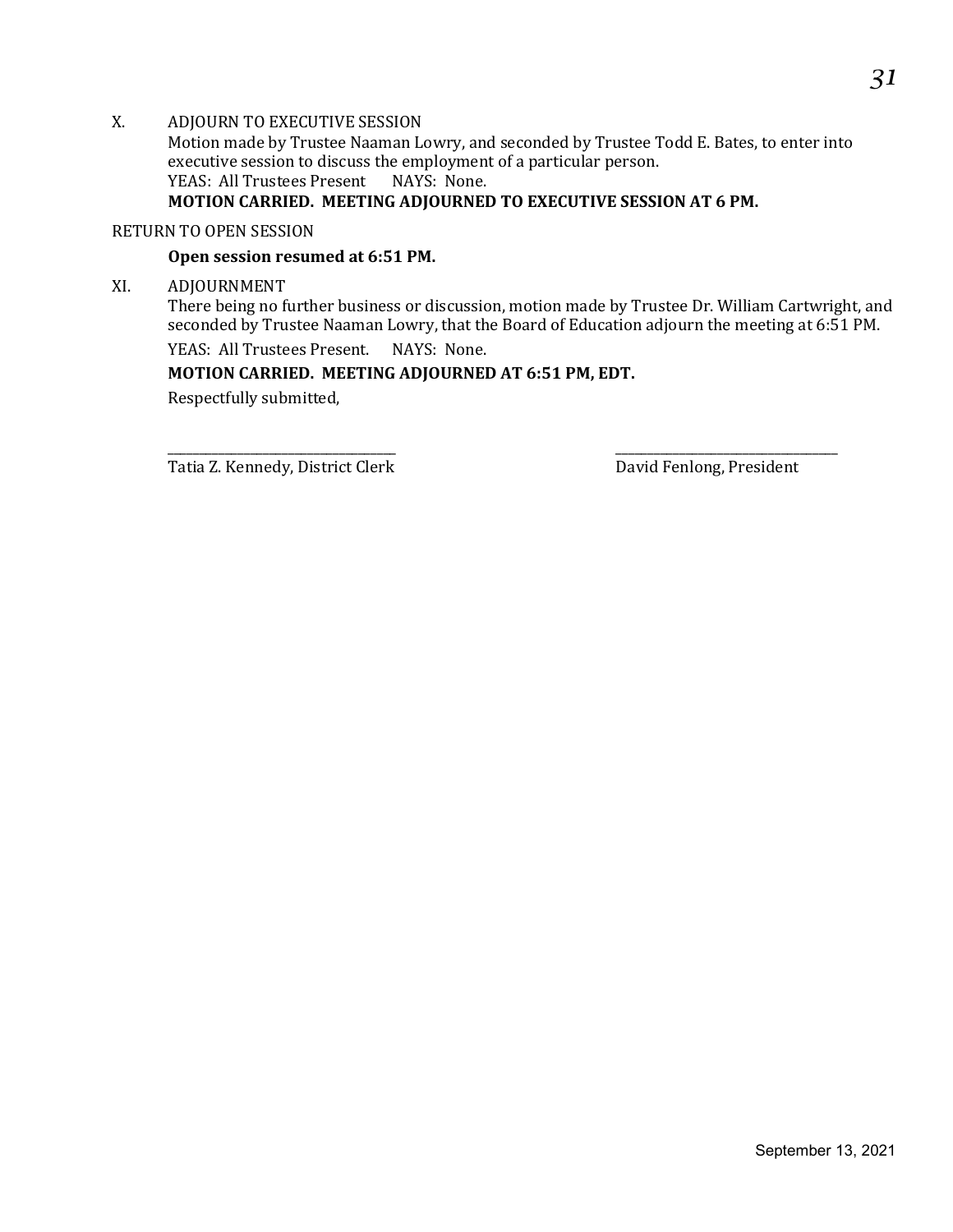X. ADJOURN TO EXECUTIVE SESSION

Motion made by Trustee Naaman Lowry, and seconded by Trustee Todd E. Bates, to enter into executive session to discuss the employment of a particular person.

YEAS: All Trustees Present NAYS: None.

**MOTION CARRIED. MEETING ADJOURNED TO EXECUTIVE SESSION AT 6 PM.**

RETURN TO OPEN SESSION

**Open session resumed at 6:51 PM.**

XI. ADJOURNMENT

There being no further business or discussion, motion made by Trustee Dr. William Cartwright, and seconded by Trustee Naaman Lowry, that the Board of Education adjourn the meeting at 6:51 PM.

YEAS: All Trustees Present. NAYS: None.

**MOTION CARRIED. MEETING ADJOURNED AT 6:51 PM, EDT.**

Respectfully submitted,

\_\_\_\_\_\_\_\_\_\_\_\_\_\_\_\_\_\_\_\_\_\_\_\_\_\_\_\_\_\_\_\_\_\_\_ \_\_\_\_\_\_\_\_\_\_\_\_\_\_\_\_\_\_\_\_\_\_\_\_\_\_\_\_\_\_\_\_\_\_\_

Tatia Z. Kennedy, District Clerk David Fenlong, President